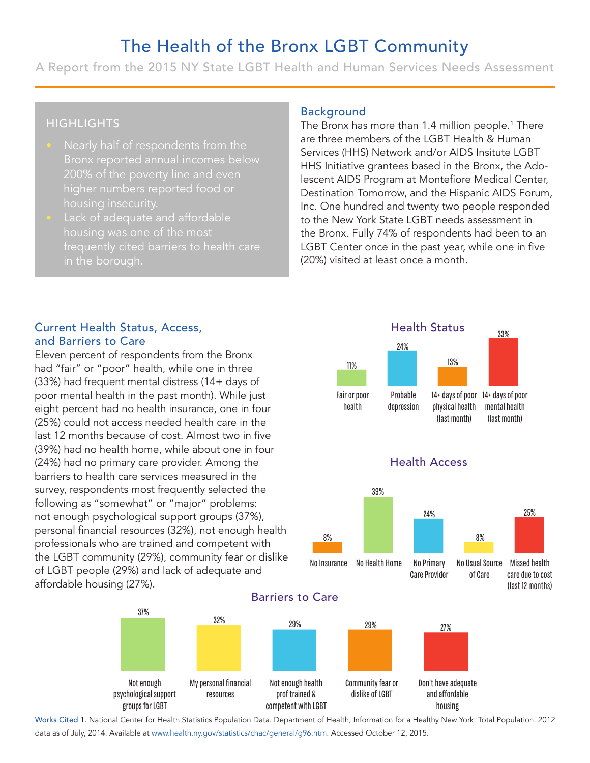# The Health of the Bronx LGBT Community

A Report from the 2015 NY State LGBT Health and Human Services Needs Assessment

## HIGHLIGHTS

- Nearly half of respondents from the Bronx reported annual incomes below 200% of the poverty line and even higher numbers reported food or housing insecurity.
- Lack of adequate and affordable housing was one of the most frequently cited barriers to health care in the borough.

## Background

The Bronx has more than 1.4 million people.[1] There are three members of the LGBT Health & Human Services (HHS) Network and/or AIDS Insitute LGBT HHS Initiative grantees based in the Bronx, the Adolescent AIDS Program at Montefiore Medical Center, Destination Tomorrow, and the Hispanic AIDS Forum, Inc. One hundred and twenty two people responded to the New York State LGBT needs assessment in the Bronx. Fully 74% of respondents had been to an LGBT Center once in the past year, while one in five (20%) visited at least once a month.

## Current Health Status, Access, and Barriers to Care

Eleven percent of respondents from the Bronx had "fair" or "poor" health, while one in three (33%) had frequent mental distress (14+ days of poor mental health in the past month). While just eight percent had no health insurance, one in four (25%) could not access needed health care in the last 12 months because of cost. Almost two in five (39%) had no health home, while about one in four (24%) had no primary care provider. Among the barriers to health care services measured in the survey, respondents most frequently selected the following as "somewhat" or "major" problems: not enough psychological support groups (37%), personal financial resources (32%), not enough health professionals who are trained and competent with the LGBT community (29%), community fear or dislike of LGBT people (29%) and lack of adequate and affordable housing (27%).

### Health Status

| Fair or poor health | Probable depression | 14+ days of poor physical health (last month) | 14+ days of poor mental health (last month) |
|---|---|---|---|
| 11% | 24% | 13% | 33% |

### Health Access

| No Insurance | No Health Home | No Primary Care Provider | No Usual Source of Care | Missed health care due to cost (last 12 months) |
|---|---|---|---|---|
| 8% | 39% | 24% | 8% | 25% |

### Barriers to Care

| Not enough psychological support groups for LGBT | My personal financial resources | Not enough health prof trained & competent with LGBT | Community fear or dislike of LGBT | Don't have adequate and affordable housing |
|---|---|---|---|---|
| 37% | 32% | 29% | 29% | 27% |

Works Cited 1. National Center for Health Statistics Population Data. Department of Health, Information for a Healthy New York. Total Population. 2012 data as of July, 2014. Available at www.health.ny.gov/statistics/chac/general/g96.htm. Accessed October 12, 2015.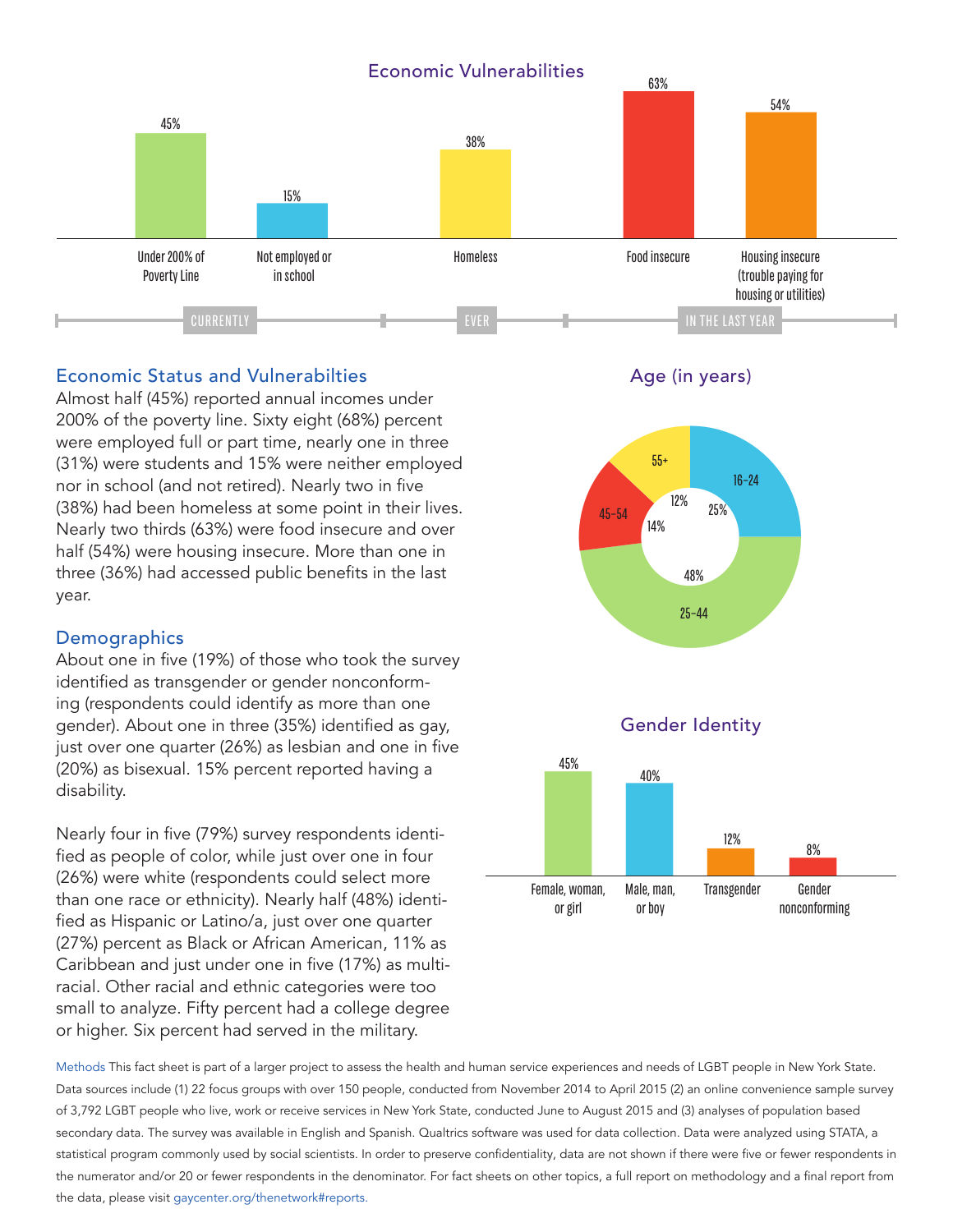## Economic Vulnerabilities

45%
Under 200% of Poverty Line

15%
Not employed or in school

CURRENTLY

38%
Homeless

EVER

63%
Food insecure

54%
Housing insecure (trouble paying for housing or utilities)

IN THE LAST YEAR

### Economic Status and Vulnerabilties

Almost half (45%) reported annual incomes under 200% of the poverty line. Sixty eight (68%) percent were employed full or part time, nearly one in three (31%) were students and 15% were neither employed nor in school (and not retired). Nearly two in five (38%) had been homeless at some point in their lives. Nearly two thirds (63%) were food insecure and over half (54%) were housing insecure. More than one in three (36%) had accessed public benefits in the last year.

### Demographics

About one in five (19%) of those who took the survey identified as transgender or gender nonconforming (respondents could identify as more than one gender). About one in three (35%) identified as gay, just over one quarter (26%) as lesbian and one in five (20%) as bisexual. 15% percent reported having a disability.

Nearly four in five (79%) survey respondents identified as people of color, while just over one in four (26%) were white (respondents could select more than one race or ethnicity). Nearly half (48%) identified as Hispanic or Latino/a, just over one quarter (27%) percent as Black or African American, 11% as Caribbean and just under one in five (17%) as multiracial. Other racial and ethnic categories were too small to analyze. Fifty percent had a college degree or higher. Six percent had served in the military.

## Age (in years)

16-24
25%

25-44
48%

45-54
14%

55+
12%

## Gender Identity

45%
Female, woman, or girl

40%
Male, man, or boy

12%
Transgender

8%
Gender nonconforming

Methods This fact sheet is part of a larger project to assess the health and human service experiences and needs of LGBT people in New York State. Data sources include (1) 22 focus groups with over 150 people, conducted from November 2014 to April 2015 (2) an online convenience sample survey of 3,792 LGBT people who live, work or receive services in New York State, conducted June to August 2015 and (3) analyses of population based secondary data. The survey was available in English and Spanish. Qualtrics software was used for data collection. Data were analyzed using STATA, a statistical program commonly used by social scientists. In order to preserve confidentiality, data are not shown if there were five or fewer respondents in the numerator and/or 20 or fewer respondents in the denominator. For fact sheets on other topics, a full report on methodology and a final report from the data, please visit gaycenter.org/thenetwork#reports.